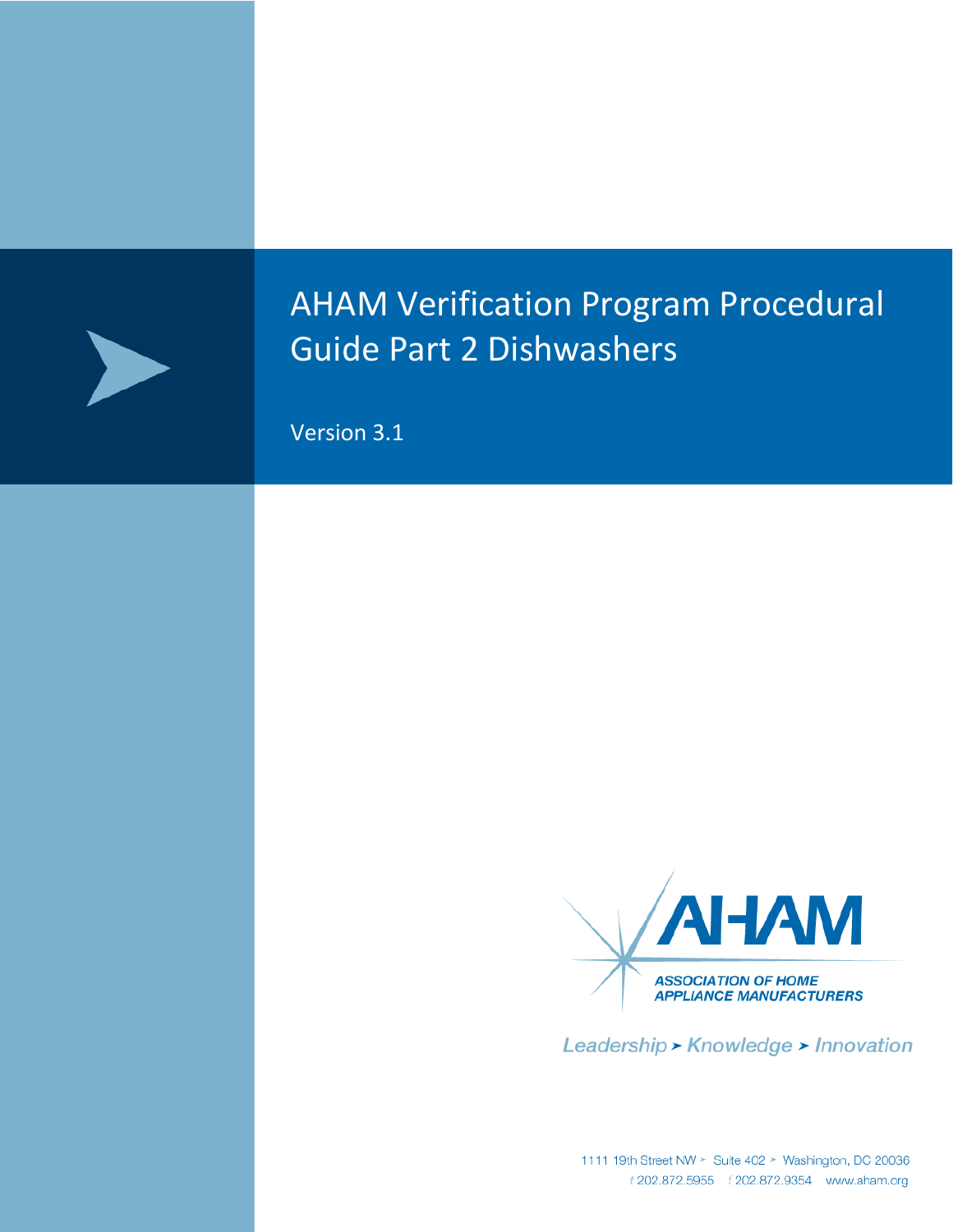# AHAM Verification Program Procedural Guide Part 2 Dishwashers

Version 3.1

AHAM

ASSOCIATION OF HOME APPLIANCE MANUFACTURERS

*Leadership ➤ Knowledge ➤ Innovation*

1111 19th Street NW ➤ Suite 402 ➤ Washington, DC 20036

t 202.872.5955 f 202.872.9354 www.aham.org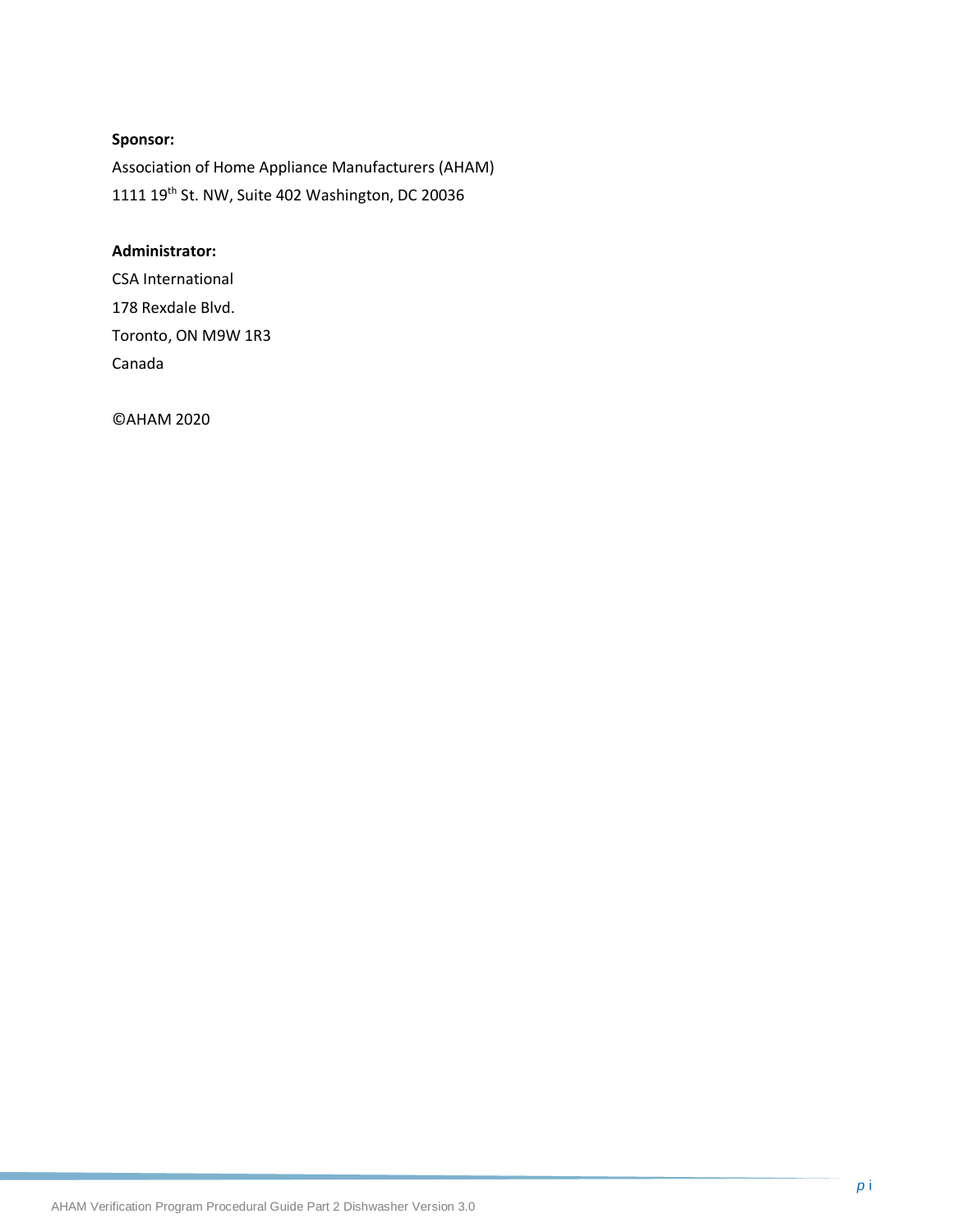**Sponsor:**

Association of Home Appliance Manufacturers (AHAM)

1111 19th St. NW, Suite 402 Washington, DC 20036

**Administrator:**

CSA International

178 Rexdale Blvd.

Toronto, ON M9W 1R3

Canada

©AHAM 2020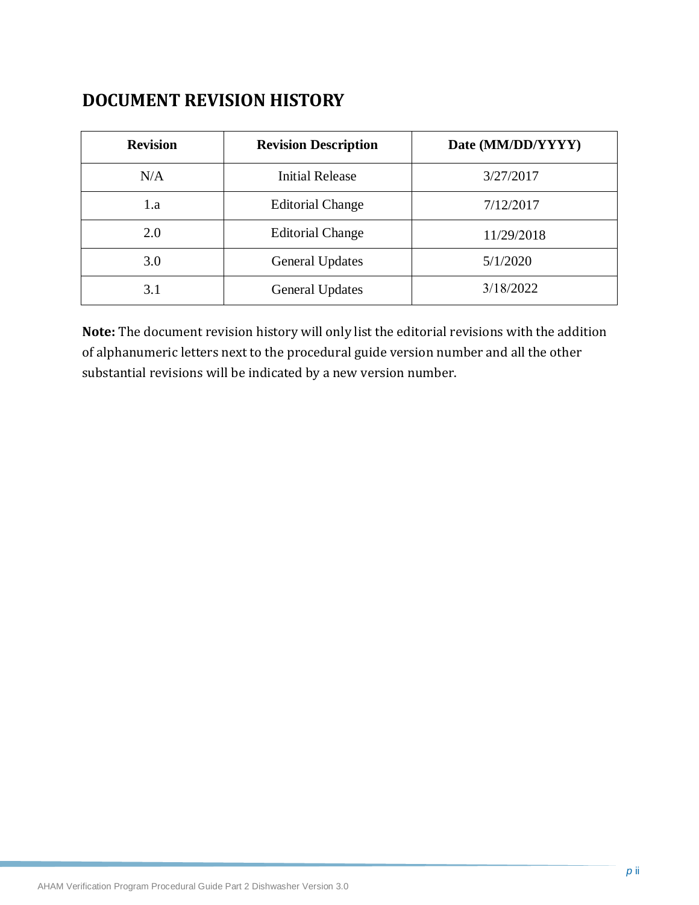# DOCUMENT REVISION HISTORY

| Revision | Revision Description | Date (MM/DD/YYYY) |
|---|---|---|
| N/A | Initial Release | 3/27/2017 |
| 1.a | Editorial Change | 7/12/2017 |
| 2.0 | Editorial Change | 11/29/2018 |
| 3.0 | General Updates | 5/1/2020 |
| 3.1 | General Updates | 3/18/2022 |

**Note:** The document revision history will only list the editorial revisions with the addition of alphanumeric letters next to the procedural guide version number and all the other substantial revisions will be indicated by a new version number.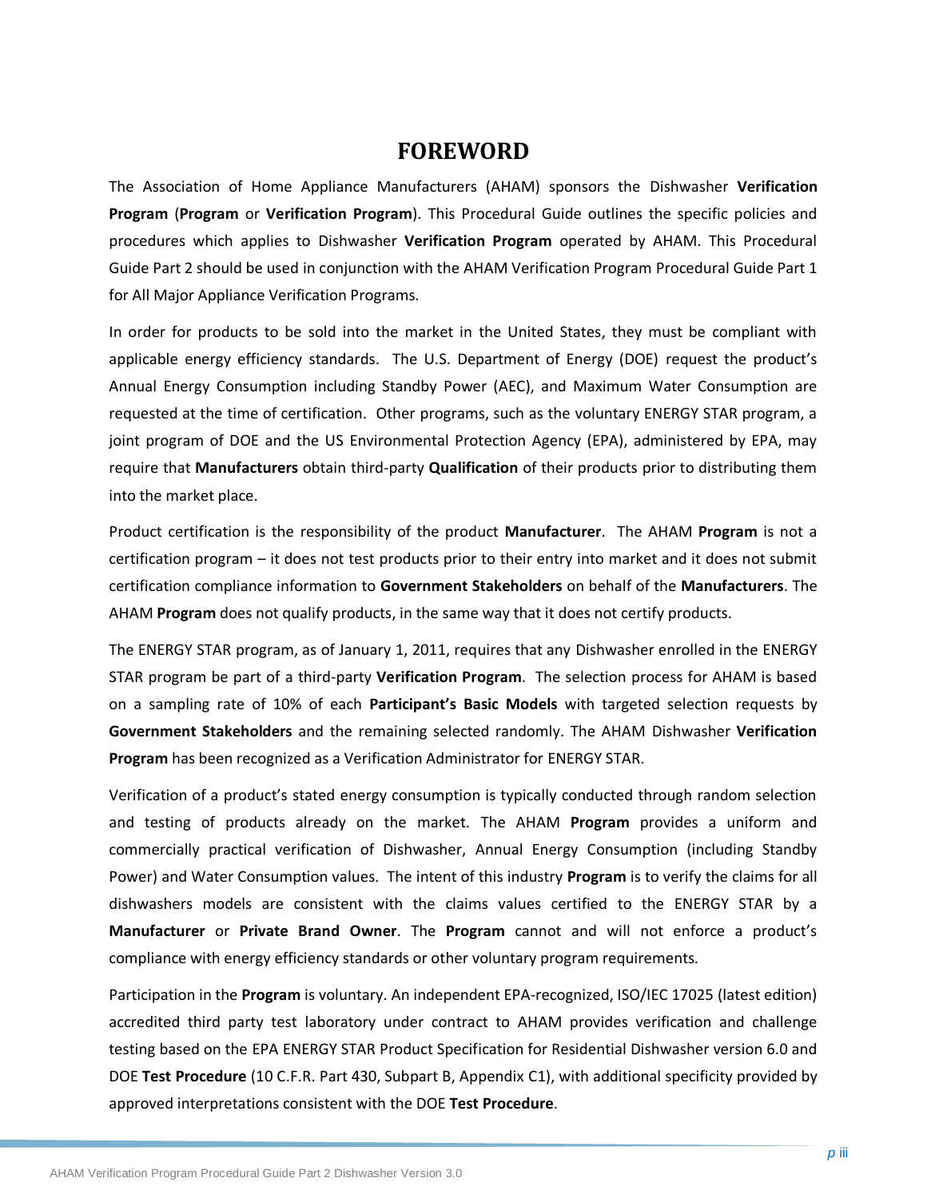# FOREWORD

The Association of Home Appliance Manufacturers (AHAM) sponsors the Dishwasher **Verification Program** (**Program** or **Verification Program**). This Procedural Guide outlines the specific policies and procedures which applies to Dishwasher **Verification Program** operated by AHAM. This Procedural Guide Part 2 should be used in conjunction with the AHAM Verification Program Procedural Guide Part 1 for All Major Appliance Verification Programs.

In order for products to be sold into the market in the United States, they must be compliant with applicable energy efficiency standards. The U.S. Department of Energy (DOE) request the product's Annual Energy Consumption including Standby Power (AEC), and Maximum Water Consumption are requested at the time of certification. Other programs, such as the voluntary ENERGY STAR program, a joint program of DOE and the US Environmental Protection Agency (EPA), administered by EPA, may require that **Manufacturers** obtain third-party **Qualification** of their products prior to distributing them into the market place.

Product certification is the responsibility of the product **Manufacturer**. The AHAM **Program** is not a certification program – it does not test products prior to their entry into market and it does not submit certification compliance information to **Government Stakeholders** on behalf of the **Manufacturers**. The AHAM **Program** does not qualify products, in the same way that it does not certify products.

The ENERGY STAR program, as of January 1, 2011, requires that any Dishwasher enrolled in the ENERGY STAR program be part of a third-party **Verification Program**. The selection process for AHAM is based on a sampling rate of 10% of each **Participant's Basic Models** with targeted selection requests by **Government Stakeholders** and the remaining selected randomly. The AHAM Dishwasher **Verification Program** has been recognized as a Verification Administrator for ENERGY STAR.

Verification of a product's stated energy consumption is typically conducted through random selection and testing of products already on the market. The AHAM **Program** provides a uniform and commercially practical verification of Dishwasher, Annual Energy Consumption (including Standby Power) and Water Consumption values. The intent of this industry **Program** is to verify the claims for all dishwashers models are consistent with the claims values certified to the ENERGY STAR by a **Manufacturer** or **Private Brand Owner**. The **Program** cannot and will not enforce a product's compliance with energy efficiency standards or other voluntary program requirements.

Participation in the **Program** is voluntary. An independent EPA-recognized, ISO/IEC 17025 (latest edition) accredited third party test laboratory under contract to AHAM provides verification and challenge testing based on the EPA ENERGY STAR Product Specification for Residential Dishwasher version 6.0 and DOE **Test Procedure** (10 C.F.R. Part 430, Subpart B, Appendix C1), with additional specificity provided by approved interpretations consistent with the DOE **Test Procedure**.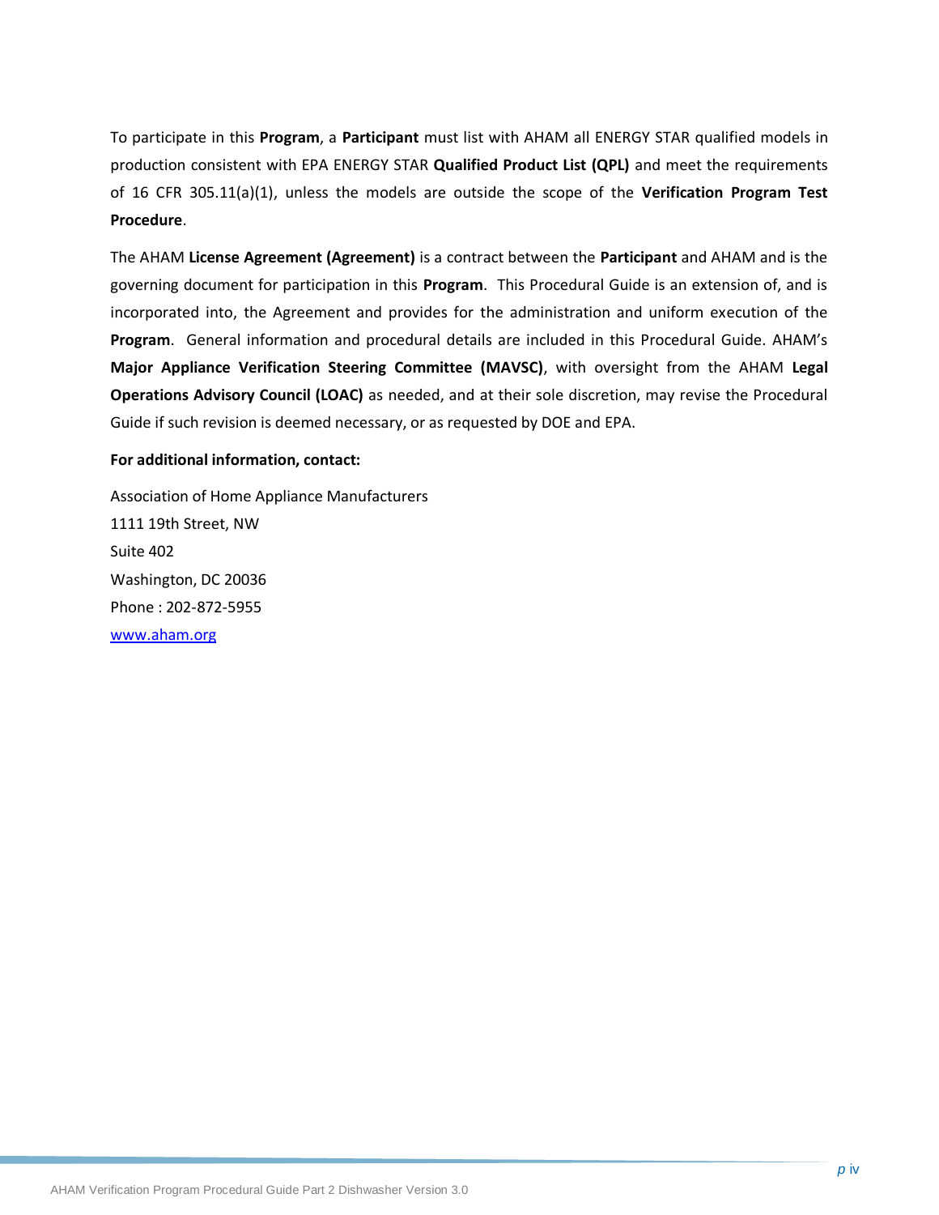To participate in this **Program**, a **Participant** must list with AHAM all ENERGY STAR qualified models in production consistent with EPA ENERGY STAR **Qualified Product List (QPL)** and meet the requirements of 16 CFR 305.11(a)(1), unless the models are outside the scope of the **Verification Program Test Procedure**.

The AHAM **License Agreement (Agreement)** is a contract between the **Participant** and AHAM and is the governing document for participation in this **Program**. This Procedural Guide is an extension of, and is incorporated into, the Agreement and provides for the administration and uniform execution of the **Program**. General information and procedural details are included in this Procedural Guide. AHAM's **Major Appliance Verification Steering Committee (MAVSC)**, with oversight from the AHAM **Legal Operations Advisory Council (LOAC)** as needed, and at their sole discretion, may revise the Procedural Guide if such revision is deemed necessary, or as requested by DOE and EPA.

**For additional information, contact:**

Association of Home Appliance Manufacturers
1111 19th Street, NW
Suite 402
Washington, DC 20036
Phone : 202-872-5955
[www.aham.org](http://www.aham.org)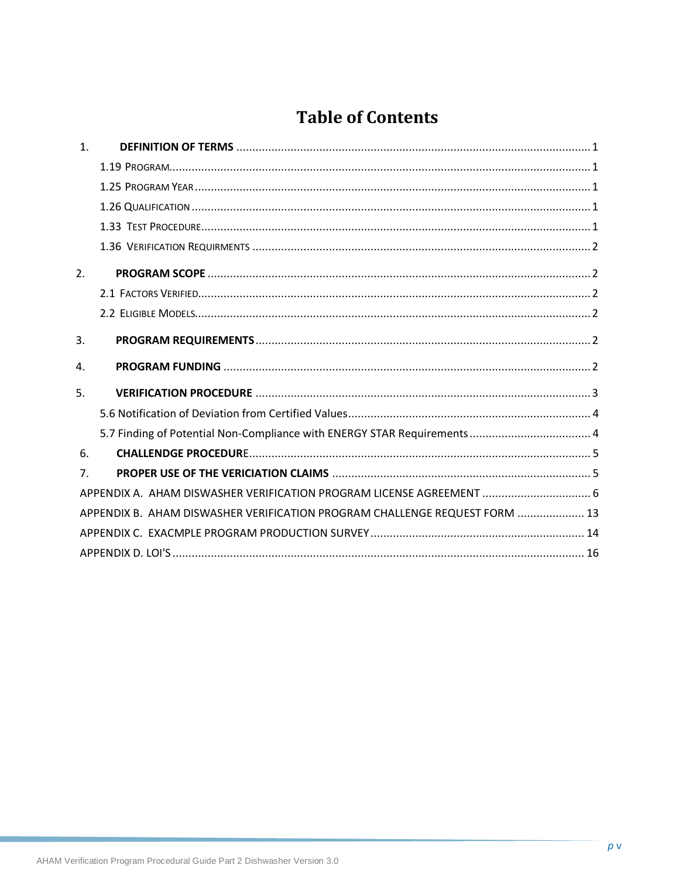# Table of Contents

1. **DEFINITION OF TERMS** ........ 1
   - 1.19 PROGRAM........ 1
   - 1.25 PROGRAM YEAR ........ 1
   - 1.26 QUALIFICATION ........ 1
   - 1.33 TEST PROCEDURE........ 1
   - 1.36 VERIFICATION REQUIRMENTS ........ 2
2. **PROGRAM SCOPE** ........ 2
   - 2.1 FACTORS VERIFIED........ 2
   - 2.2 ELIGIBLE MODELS........ 2
3. **PROGRAM REQUIREMENTS** ........ 2
4. **PROGRAM FUNDING** ........ 2
5. **VERIFICATION PROCEDURE** ........ 3
   - 5.6 Notification of Deviation from Certified Values........ 4
   - 5.7 Finding of Potential Non-Compliance with ENERGY STAR Requirements........ 4
6. **CHALLENDGE PROCEDUR**E........ 5
7. **PROPER USE OF THE VERICIATION CLAIMS** ........ 5

APPENDIX A. AHAM DISWASHER VERIFICATION PROGRAM LICENSE AGREEMENT ........ 6

APPENDIX B. AHAM DISWASHER VERIFICATION PROGRAM CHALLENGE REQUEST FORM ........ 13

APPENDIX C. EXACMPLE PROGRAM PRODUCTION SURVEY ........ 14

APPENDIX D. LOI'S ........ 16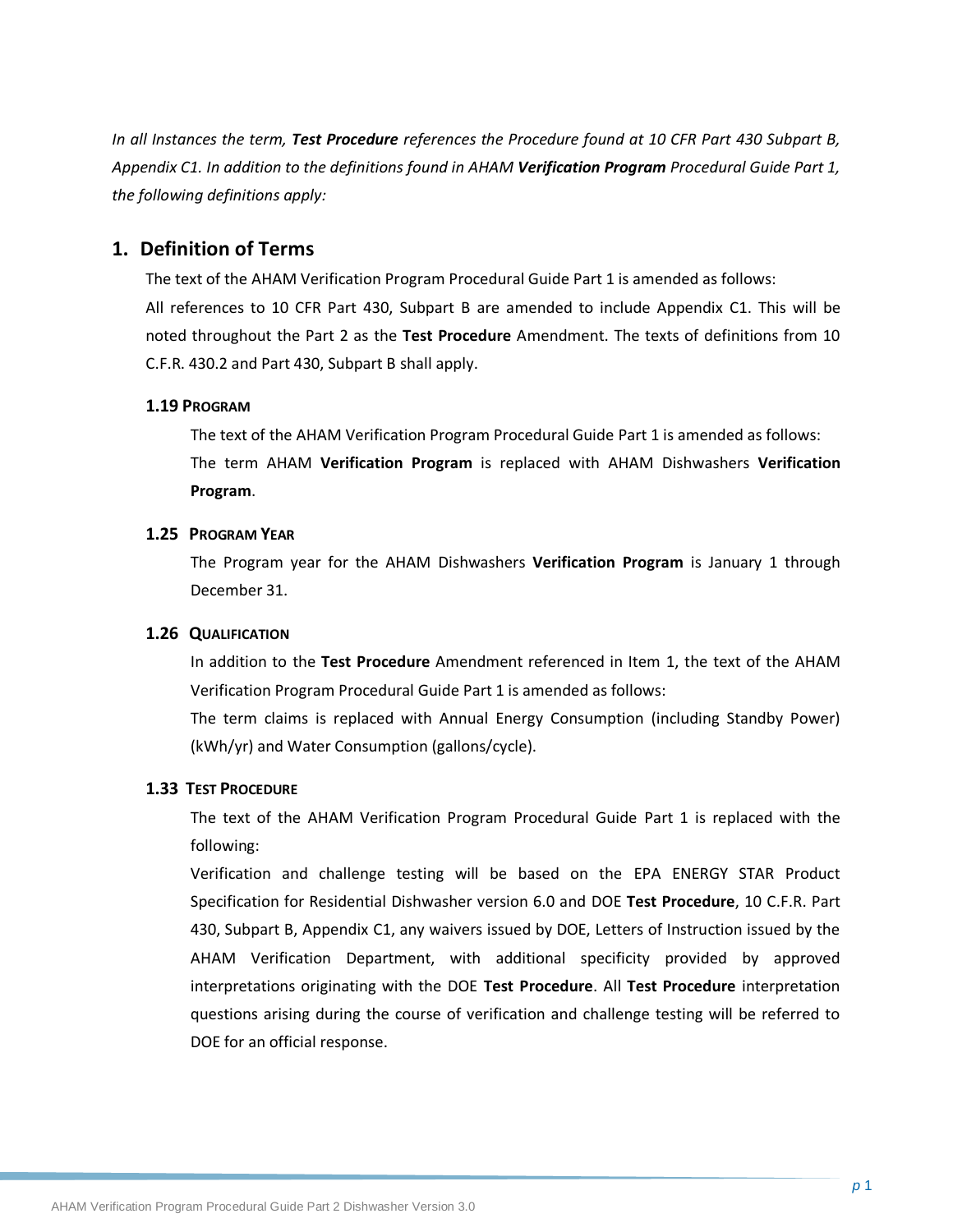*In all Instances the term,* ***Test Procedure*** *references the Procedure found at 10 CFR Part 430 Subpart B, Appendix C1. In addition to the definitions found in AHAM* ***Verification Program*** *Procedural Guide Part 1, the following definitions apply:*

## 1. Definition of Terms

The text of the AHAM Verification Program Procedural Guide Part 1 is amended as follows:

All references to 10 CFR Part 430, Subpart B are amended to include Appendix C1. This will be noted throughout the Part 2 as the **Test Procedure** Amendment. The texts of definitions from 10 C.F.R. 430.2 and Part 430, Subpart B shall apply.

### 1.19 Program

The text of the AHAM Verification Program Procedural Guide Part 1 is amended as follows:

The term AHAM **Verification Program** is replaced with AHAM Dishwashers **Verification Program**.

### 1.25 Program Year

The Program year for the AHAM Dishwashers **Verification Program** is January 1 through December 31.

### 1.26 Qualification

In addition to the **Test Procedure** Amendment referenced in Item 1, the text of the AHAM Verification Program Procedural Guide Part 1 is amended as follows:

The term claims is replaced with Annual Energy Consumption (including Standby Power) (kWh/yr) and Water Consumption (gallons/cycle).

### 1.33 Test Procedure

The text of the AHAM Verification Program Procedural Guide Part 1 is replaced with the following:

Verification and challenge testing will be based on the EPA ENERGY STAR Product Specification for Residential Dishwasher version 6.0 and DOE **Test Procedure**, 10 C.F.R. Part 430, Subpart B, Appendix C1, any waivers issued by DOE, Letters of Instruction issued by the AHAM Verification Department, with additional specificity provided by approved interpretations originating with the DOE **Test Procedure**. All **Test Procedure** interpretation questions arising during the course of verification and challenge testing will be referred to DOE for an official response.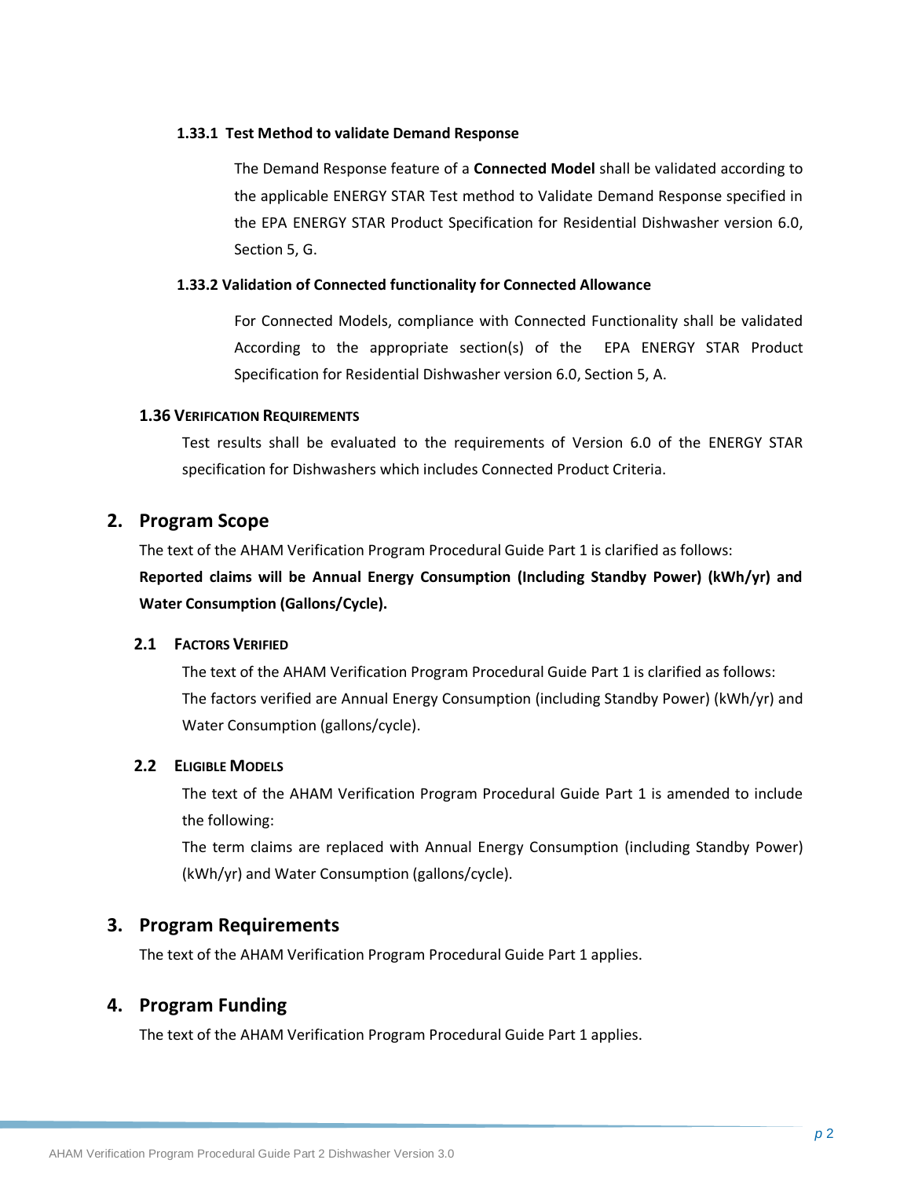#### 1.33.1 Test Method to validate Demand Response

The Demand Response feature of a **Connected Model** shall be validated according to the applicable ENERGY STAR Test method to Validate Demand Response specified in the EPA ENERGY STAR Product Specification for Residential Dishwasher version 6.0, Section 5, G.

#### 1.33.2 Validation of Connected functionality for Connected Allowance

For Connected Models, compliance with Connected Functionality shall be validated According to the appropriate section(s) of the EPA ENERGY STAR Product Specification for Residential Dishwasher version 6.0, Section 5, A.

### 1.36 Verification Requirements

Test results shall be evaluated to the requirements of Version 6.0 of the ENERGY STAR specification for Dishwashers which includes Connected Product Criteria.

## 2. Program Scope

The text of the AHAM Verification Program Procedural Guide Part 1 is clarified as follows:

**Reported claims will be Annual Energy Consumption (Including Standby Power) (kWh/yr) and Water Consumption (Gallons/Cycle).**

### 2.1 Factors Verified

The text of the AHAM Verification Program Procedural Guide Part 1 is clarified as follows: The factors verified are Annual Energy Consumption (including Standby Power) (kWh/yr) and Water Consumption (gallons/cycle).

### 2.2 Eligible Models

The text of the AHAM Verification Program Procedural Guide Part 1 is amended to include the following:

The term claims are replaced with Annual Energy Consumption (including Standby Power) (kWh/yr) and Water Consumption (gallons/cycle).

## 3. Program Requirements

The text of the AHAM Verification Program Procedural Guide Part 1 applies.

## 4. Program Funding

The text of the AHAM Verification Program Procedural Guide Part 1 applies.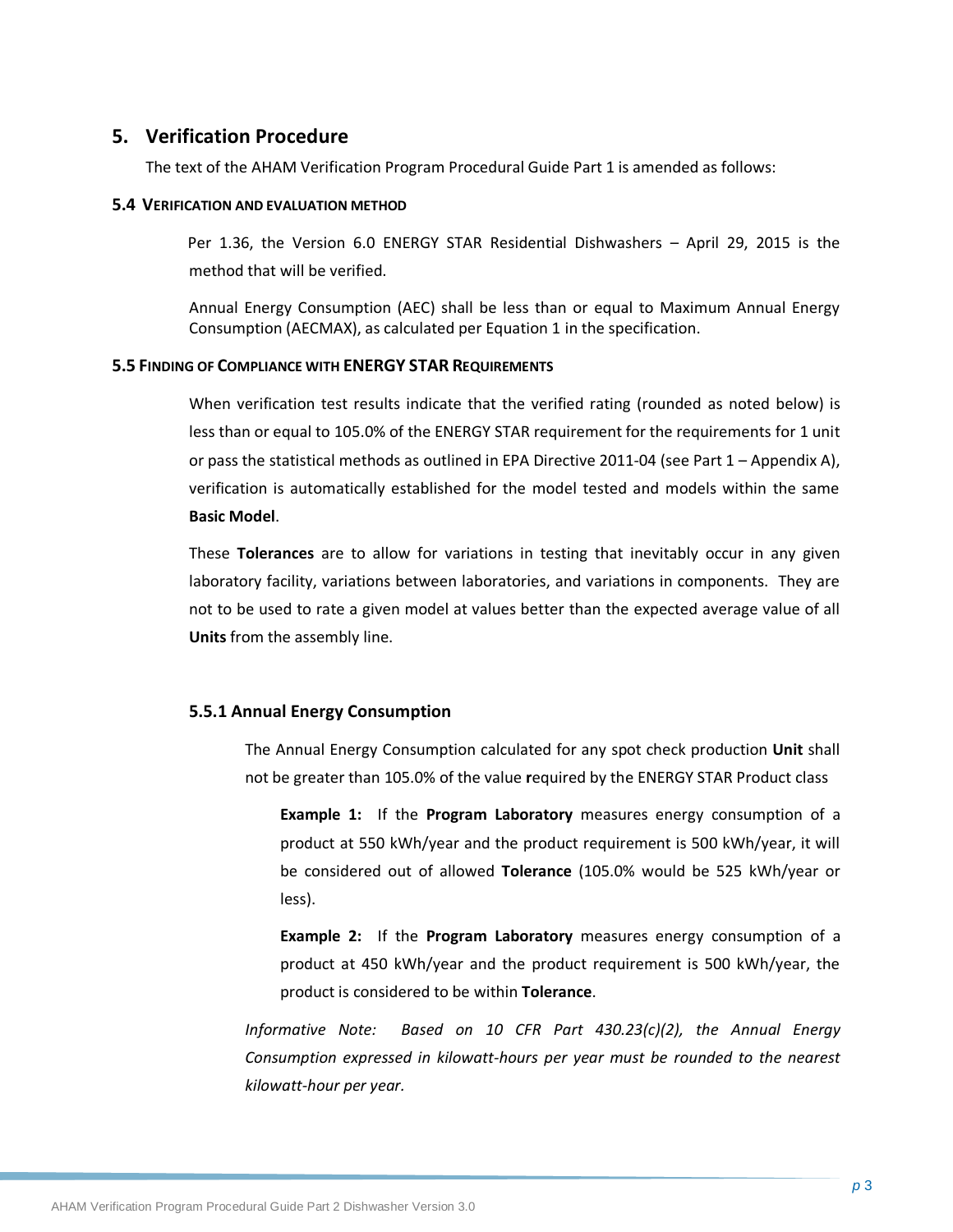## 5. Verification Procedure

The text of the AHAM Verification Program Procedural Guide Part 1 is amended as follows:

### 5.4 VERIFICATION AND EVALUATION METHOD

Per 1.36, the Version 6.0 ENERGY STAR Residential Dishwashers – April 29, 2015 is the method that will be verified.

Annual Energy Consumption (AEC) shall be less than or equal to Maximum Annual Energy Consumption (AECMAX), as calculated per Equation 1 in the specification.

### 5.5 FINDING OF COMPLIANCE WITH ENERGY STAR REQUIREMENTS

When verification test results indicate that the verified rating (rounded as noted below) is less than or equal to 105.0% of the ENERGY STAR requirement for the requirements for 1 unit or pass the statistical methods as outlined in EPA Directive 2011-04 (see Part 1 – Appendix A), verification is automatically established for the model tested and models within the same **Basic Model**.

These **Tolerances** are to allow for variations in testing that inevitably occur in any given laboratory facility, variations between laboratories, and variations in components. They are not to be used to rate a given model at values better than the expected average value of all **Units** from the assembly line.

#### 5.5.1 Annual Energy Consumption

The Annual Energy Consumption calculated for any spot check production **Unit** shall not be greater than 105.0% of the value **r**equired by the ENERGY STAR Product class

**Example 1:** If the **Program Laboratory** measures energy consumption of a product at 550 kWh/year and the product requirement is 500 kWh/year, it will be considered out of allowed **Tolerance** (105.0% would be 525 kWh/year or less).

**Example 2:** If the **Program Laboratory** measures energy consumption of a product at 450 kWh/year and the product requirement is 500 kWh/year, the product is considered to be within **Tolerance**.

*Informative Note: Based on 10 CFR Part 430.23(c)(2), the Annual Energy Consumption expressed in kilowatt-hours per year must be rounded to the nearest kilowatt-hour per year.*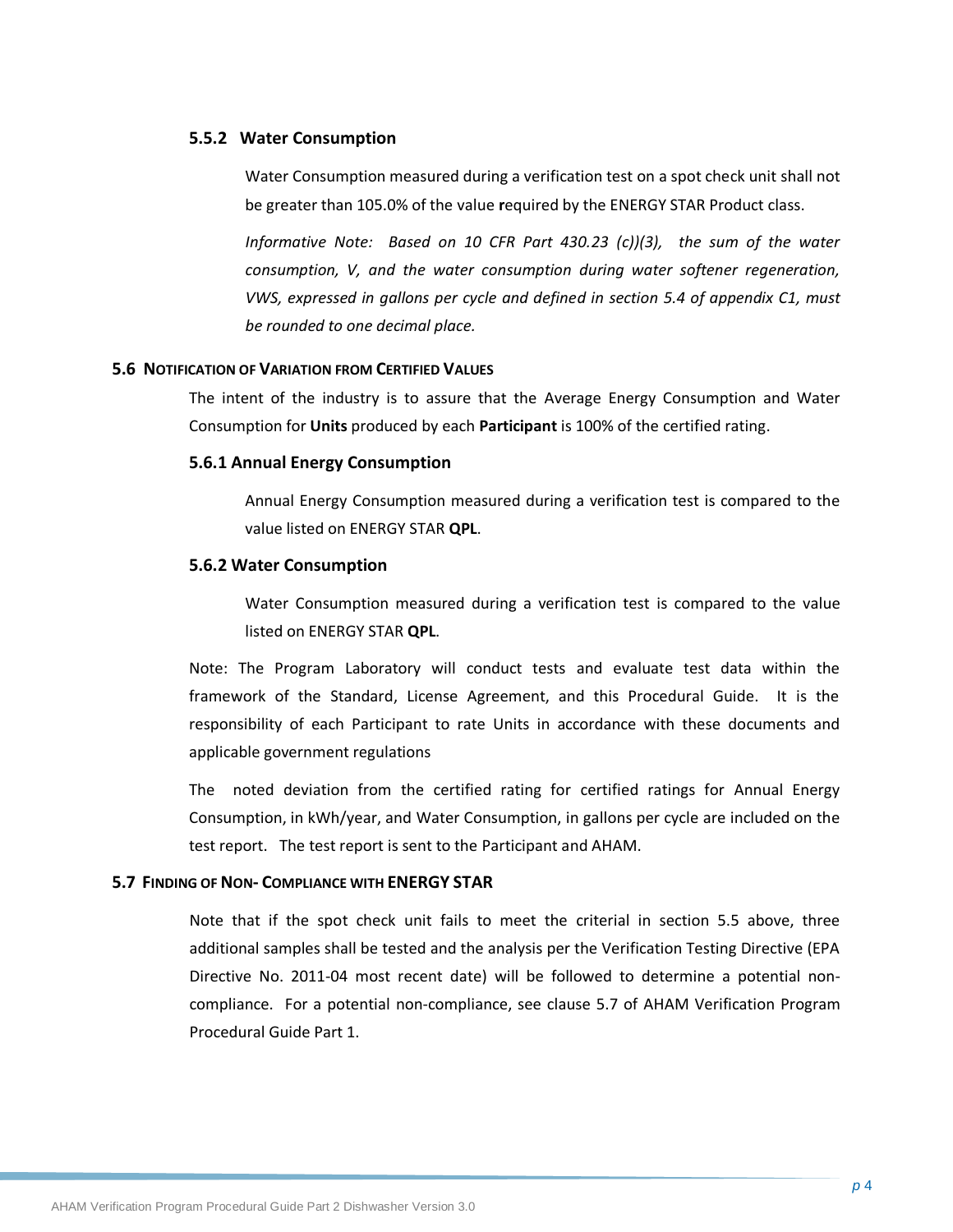#### 5.5.2 Water Consumption

Water Consumption measured during a verification test on a spot check unit shall not be greater than 105.0% of the value **r**equired by the ENERGY STAR Product class.

*Informative Note: Based on 10 CFR Part 430.23 (c))(3), the sum of the water consumption, V, and the water consumption during water softener regeneration, VWS, expressed in gallons per cycle and defined in section 5.4 of appendix C1, must be rounded to one decimal place.*

### 5.6 NOTIFICATION OF VARIATION FROM CERTIFIED VALUES

The intent of the industry is to assure that the Average Energy Consumption and Water Consumption for **Units** produced by each **Participant** is 100% of the certified rating.

#### 5.6.1 Annual Energy Consumption

Annual Energy Consumption measured during a verification test is compared to the value listed on ENERGY STAR **QPL**.

#### 5.6.2 Water Consumption

Water Consumption measured during a verification test is compared to the value listed on ENERGY STAR **QPL**.

Note: The Program Laboratory will conduct tests and evaluate test data within the framework of the Standard, License Agreement, and this Procedural Guide. It is the responsibility of each Participant to rate Units in accordance with these documents and applicable government regulations

The noted deviation from the certified rating for certified ratings for Annual Energy Consumption, in kWh/year, and Water Consumption, in gallons per cycle are included on the test report. The test report is sent to the Participant and AHAM.

### 5.7 FINDING OF NON- COMPLIANCE WITH ENERGY STAR

Note that if the spot check unit fails to meet the criterial in section 5.5 above, three additional samples shall be tested and the analysis per the Verification Testing Directive (EPA Directive No. 2011-04 most recent date) will be followed to determine a potential non-compliance. For a potential non-compliance, see clause 5.7 of AHAM Verification Program Procedural Guide Part 1.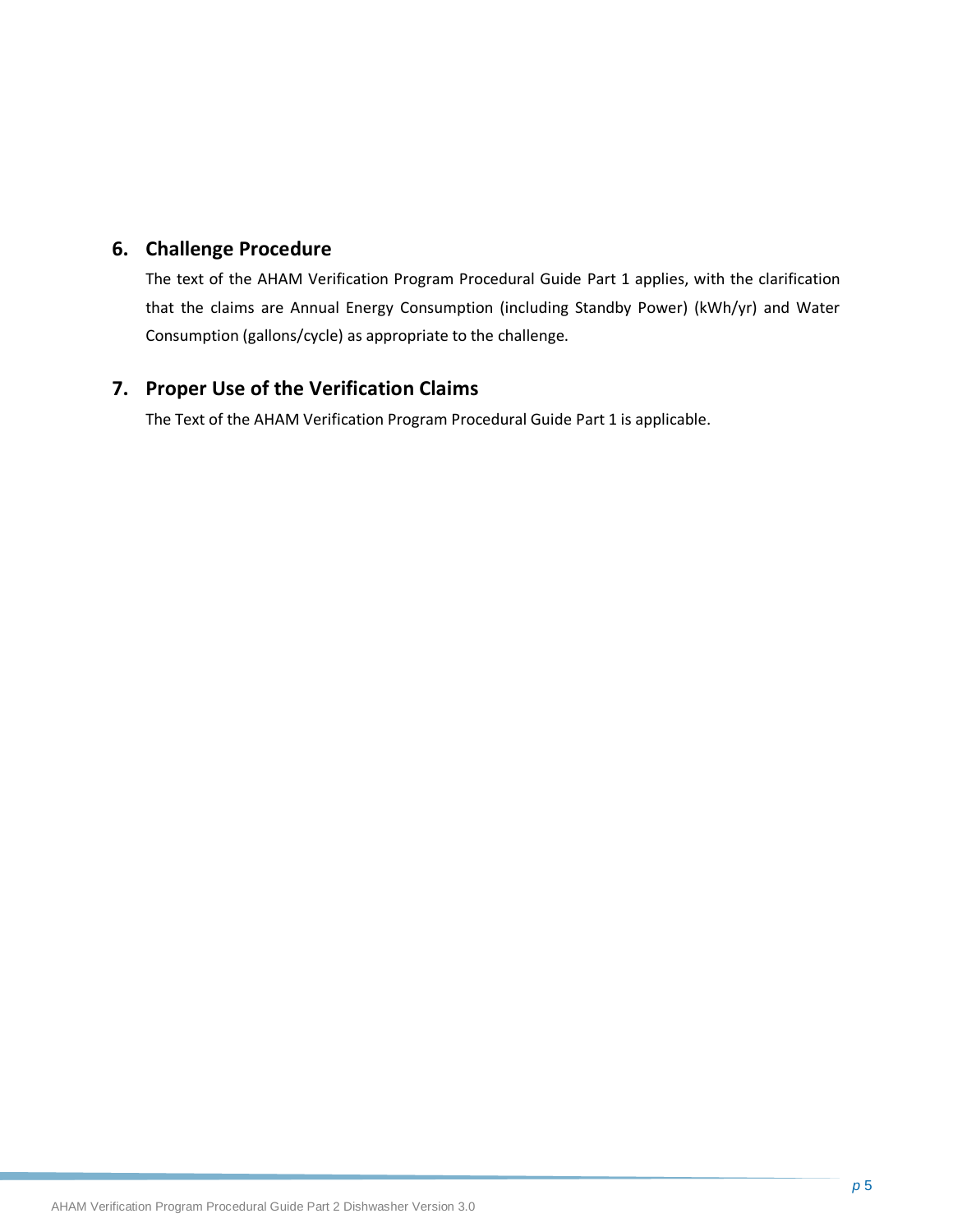## 6. Challenge Procedure

The text of the AHAM Verification Program Procedural Guide Part 1 applies, with the clarification that the claims are Annual Energy Consumption (including Standby Power) (kWh/yr) and Water Consumption (gallons/cycle) as appropriate to the challenge.

## 7. Proper Use of the Verification Claims

The Text of the AHAM Verification Program Procedural Guide Part 1 is applicable.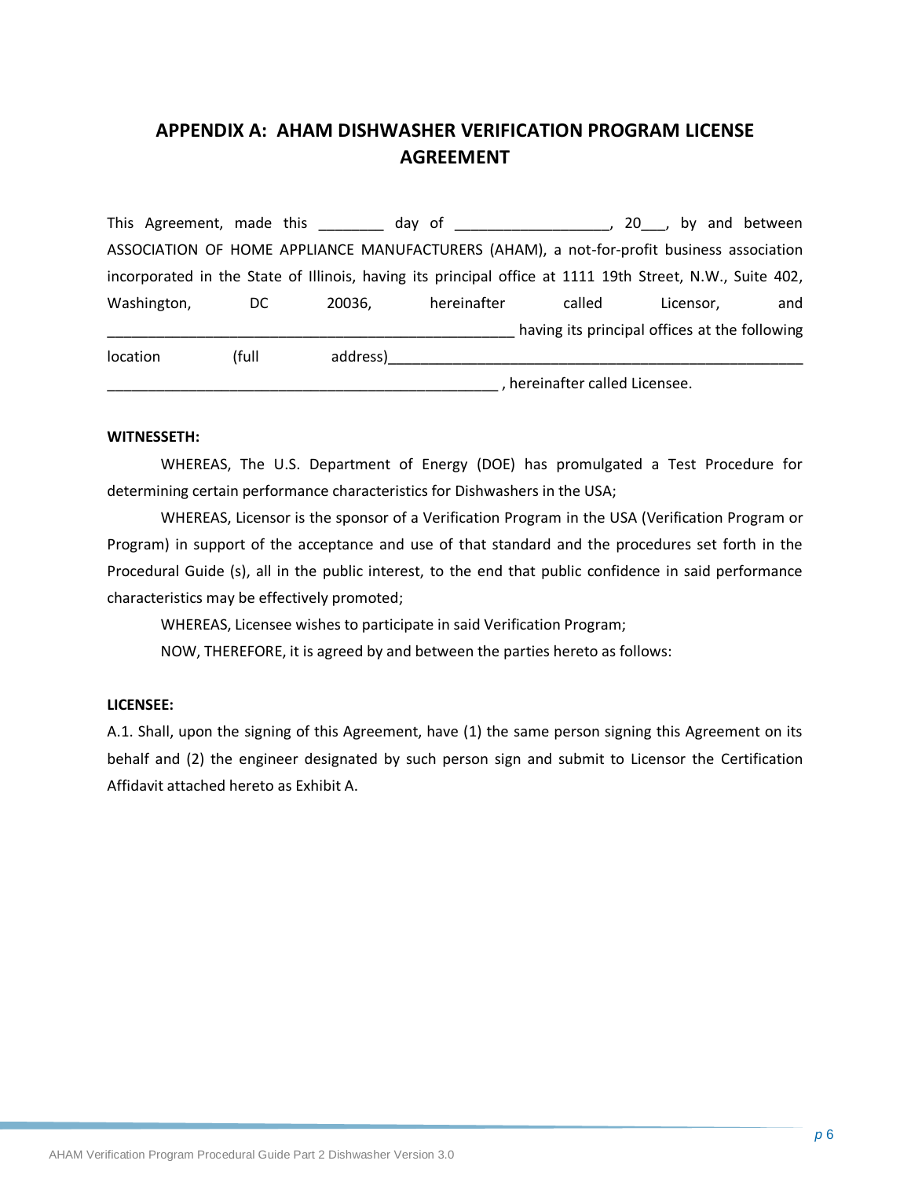# APPENDIX A: AHAM DISHWASHER VERIFICATION PROGRAM LICENSE AGREEMENT

This Agreement, made this ________ day of ___________________, 20___, by and between ASSOCIATION OF HOME APPLIANCE MANUFACTURERS (AHAM), a not-for-profit business association incorporated in the State of Illinois, having its principal office at 1111 19th Street, N.W., Suite 402, Washington, DC 20036, hereinafter called Licensor, and ________________________________________________ having its principal offices at the following location (full address)__________________________________________________ ______________________________________________ , hereinafter called Licensee.

**WITNESSETH:**

WHEREAS, The U.S. Department of Energy (DOE) has promulgated a Test Procedure for determining certain performance characteristics for Dishwashers in the USA;

WHEREAS, Licensor is the sponsor of a Verification Program in the USA (Verification Program or Program) in support of the acceptance and use of that standard and the procedures set forth in the Procedural Guide (s), all in the public interest, to the end that public confidence in said performance characteristics may be effectively promoted;

WHEREAS, Licensee wishes to participate in said Verification Program;

NOW, THEREFORE, it is agreed by and between the parties hereto as follows:

**LICENSEE:**

A.1. Shall, upon the signing of this Agreement, have (1) the same person signing this Agreement on its behalf and (2) the engineer designated by such person sign and submit to Licensor the Certification Affidavit attached hereto as Exhibit A.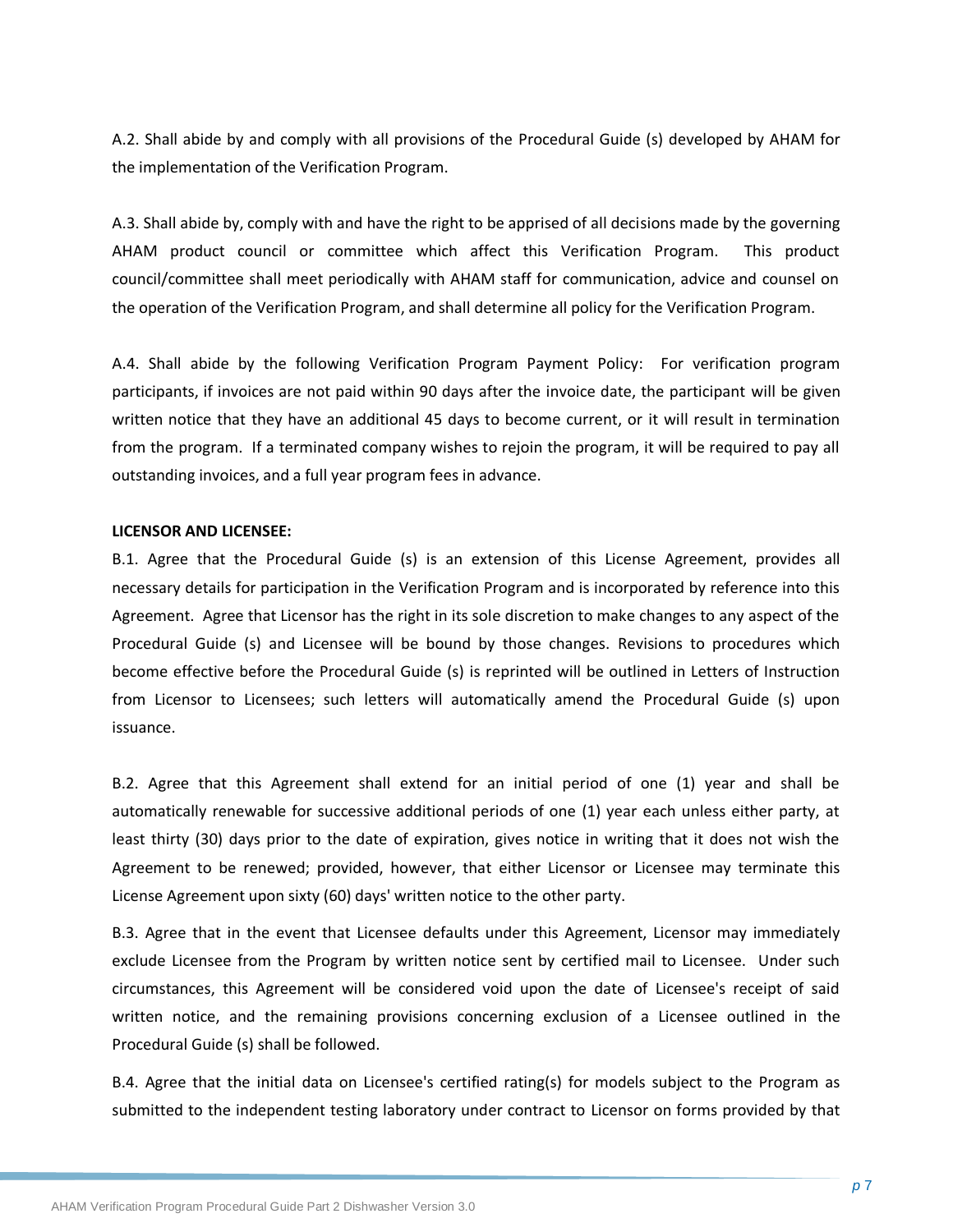A.2. Shall abide by and comply with all provisions of the Procedural Guide (s) developed by AHAM for the implementation of the Verification Program.

A.3. Shall abide by, comply with and have the right to be apprised of all decisions made by the governing AHAM product council or committee which affect this Verification Program. This product council/committee shall meet periodically with AHAM staff for communication, advice and counsel on the operation of the Verification Program, and shall determine all policy for the Verification Program.

A.4. Shall abide by the following Verification Program Payment Policy: For verification program participants, if invoices are not paid within 90 days after the invoice date, the participant will be given written notice that they have an additional 45 days to become current, or it will result in termination from the program. If a terminated company wishes to rejoin the program, it will be required to pay all outstanding invoices, and a full year program fees in advance.

**LICENSOR AND LICENSEE:**

B.1. Agree that the Procedural Guide (s) is an extension of this License Agreement, provides all necessary details for participation in the Verification Program and is incorporated by reference into this Agreement. Agree that Licensor has the right in its sole discretion to make changes to any aspect of the Procedural Guide (s) and Licensee will be bound by those changes. Revisions to procedures which become effective before the Procedural Guide (s) is reprinted will be outlined in Letters of Instruction from Licensor to Licensees; such letters will automatically amend the Procedural Guide (s) upon issuance.

B.2. Agree that this Agreement shall extend for an initial period of one (1) year and shall be automatically renewable for successive additional periods of one (1) year each unless either party, at least thirty (30) days prior to the date of expiration, gives notice in writing that it does not wish the Agreement to be renewed; provided, however, that either Licensor or Licensee may terminate this License Agreement upon sixty (60) days' written notice to the other party.

B.3. Agree that in the event that Licensee defaults under this Agreement, Licensor may immediately exclude Licensee from the Program by written notice sent by certified mail to Licensee. Under such circumstances, this Agreement will be considered void upon the date of Licensee's receipt of said written notice, and the remaining provisions concerning exclusion of a Licensee outlined in the Procedural Guide (s) shall be followed.

B.4. Agree that the initial data on Licensee's certified rating(s) for models subject to the Program as submitted to the independent testing laboratory under contract to Licensor on forms provided by that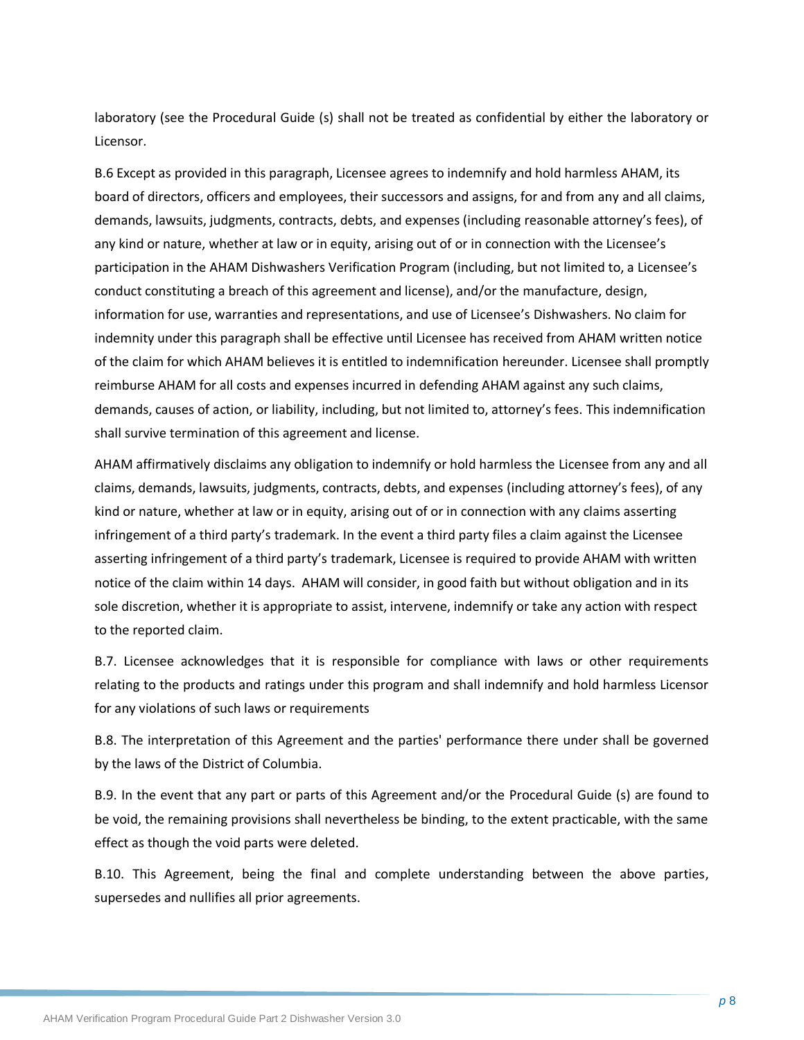laboratory (see the Procedural Guide (s) shall not be treated as confidential by either the laboratory or Licensor.

B.6 Except as provided in this paragraph, Licensee agrees to indemnify and hold harmless AHAM, its board of directors, officers and employees, their successors and assigns, for and from any and all claims, demands, lawsuits, judgments, contracts, debts, and expenses (including reasonable attorney's fees), of any kind or nature, whether at law or in equity, arising out of or in connection with the Licensee's participation in the AHAM Dishwashers Verification Program (including, but not limited to, a Licensee's conduct constituting a breach of this agreement and license), and/or the manufacture, design, information for use, warranties and representations, and use of Licensee's Dishwashers. No claim for indemnity under this paragraph shall be effective until Licensee has received from AHAM written notice of the claim for which AHAM believes it is entitled to indemnification hereunder. Licensee shall promptly reimburse AHAM for all costs and expenses incurred in defending AHAM against any such claims, demands, causes of action, or liability, including, but not limited to, attorney's fees. This indemnification shall survive termination of this agreement and license.

AHAM affirmatively disclaims any obligation to indemnify or hold harmless the Licensee from any and all claims, demands, lawsuits, judgments, contracts, debts, and expenses (including attorney's fees), of any kind or nature, whether at law or in equity, arising out of or in connection with any claims asserting infringement of a third party's trademark. In the event a third party files a claim against the Licensee asserting infringement of a third party's trademark, Licensee is required to provide AHAM with written notice of the claim within 14 days. AHAM will consider, in good faith but without obligation and in its sole discretion, whether it is appropriate to assist, intervene, indemnify or take any action with respect to the reported claim.

B.7. Licensee acknowledges that it is responsible for compliance with laws or other requirements relating to the products and ratings under this program and shall indemnify and hold harmless Licensor for any violations of such laws or requirements

B.8. The interpretation of this Agreement and the parties' performance there under shall be governed by the laws of the District of Columbia.

B.9. In the event that any part or parts of this Agreement and/or the Procedural Guide (s) are found to be void, the remaining provisions shall nevertheless be binding, to the extent practicable, with the same effect as though the void parts were deleted.

B.10. This Agreement, being the final and complete understanding between the above parties, supersedes and nullifies all prior agreements.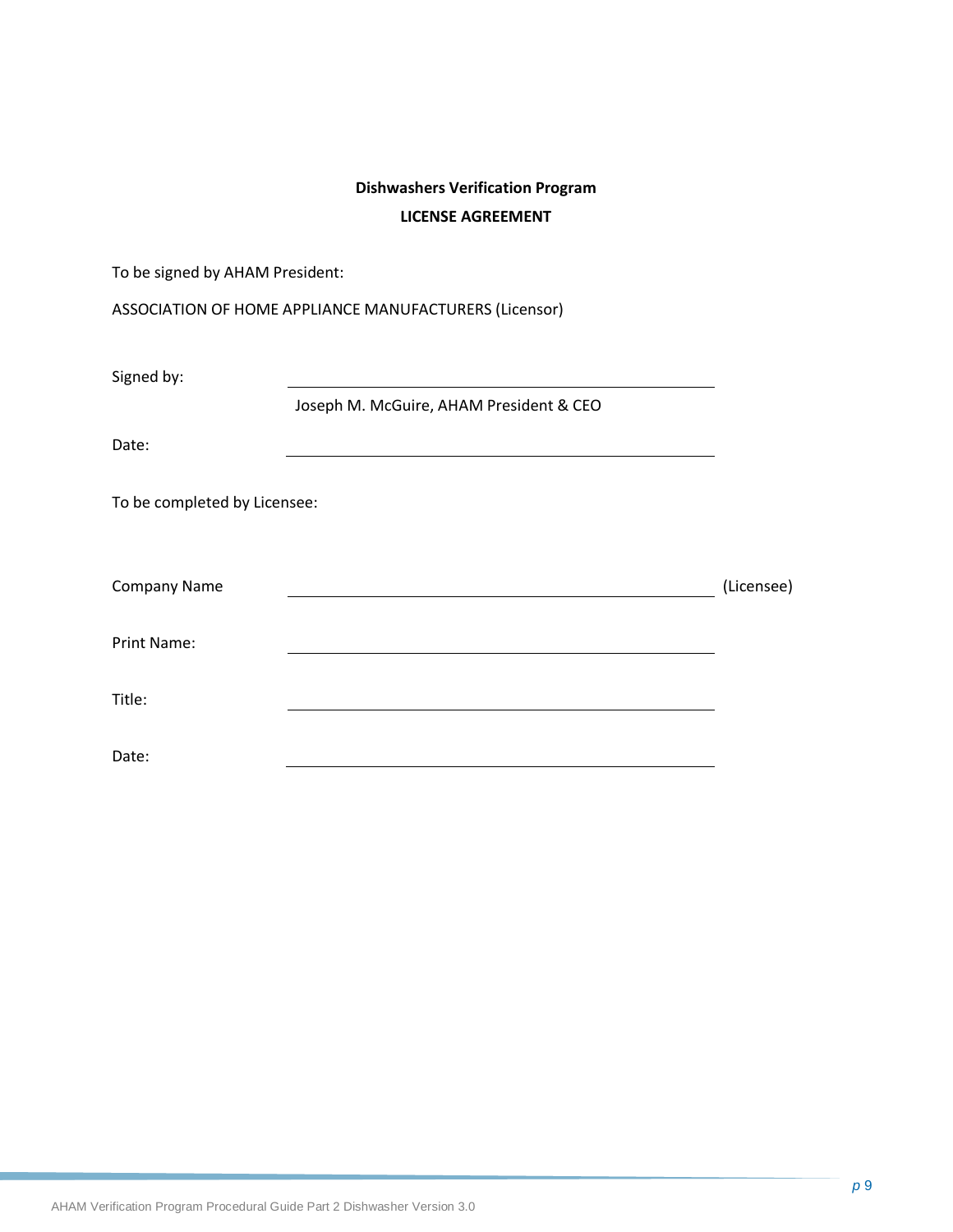**Dishwashers Verification Program**

**LICENSE AGREEMENT**

To be signed by AHAM President:

ASSOCIATION OF HOME APPLIANCE MANUFACTURERS (Licensor)

Signed by: \_\_\_\_\_\_\_\_\_\_\_\_\_\_\_\_\_\_\_\_\_\_\_\_\_\_\_\_\_\_\_\_\_\_\_\_\_\_\_\_

Joseph M. McGuire, AHAM President & CEO

Date: \_\_\_\_\_\_\_\_\_\_\_\_\_\_\_\_\_\_\_\_\_\_\_\_\_\_\_\_\_\_\_\_\_\_\_\_\_\_\_\_

To be completed by Licensee:

Company Name \_\_\_\_\_\_\_\_\_\_\_\_\_\_\_\_\_\_\_\_\_\_\_\_\_\_\_\_\_\_\_\_\_\_\_\_\_\_\_\_ (Licensee)

Print Name: \_\_\_\_\_\_\_\_\_\_\_\_\_\_\_\_\_\_\_\_\_\_\_\_\_\_\_\_\_\_\_\_\_\_\_\_\_\_\_\_

Title: \_\_\_\_\_\_\_\_\_\_\_\_\_\_\_\_\_\_\_\_\_\_\_\_\_\_\_\_\_\_\_\_\_\_\_\_\_\_\_\_

Date: \_\_\_\_\_\_\_\_\_\_\_\_\_\_\_\_\_\_\_\_\_\_\_\_\_\_\_\_\_\_\_\_\_\_\_\_\_\_\_\_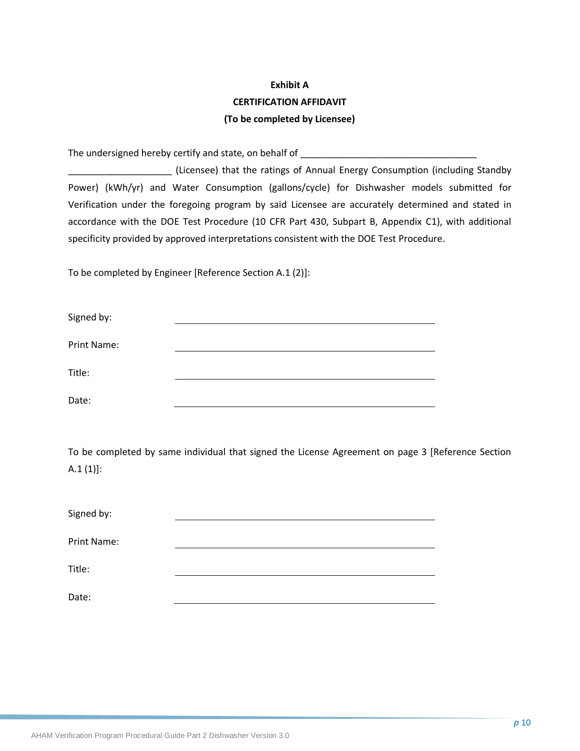**Exhibit A**

**CERTIFICATION AFFIDAVIT**

**(To be completed by Licensee)**

The undersigned hereby certify and state, on behalf of ___________________________________ ____________________ (Licensee) that the ratings of Annual Energy Consumption (including Standby Power) (kWh/yr) and Water Consumption (gallons/cycle) for Dishwasher models submitted for Verification under the foregoing program by said Licensee are accurately determined and stated in accordance with the DOE Test Procedure (10 CFR Part 430, Subpart B, Appendix C1), with additional specificity provided by approved interpretations consistent with the DOE Test Procedure.

To be completed by Engineer [Reference Section A.1 (2)]:

Signed by: ____________________________________________

Print Name: ____________________________________________

Title: ____________________________________________

Date: ____________________________________________

To be completed by same individual that signed the License Agreement on page 3 [Reference Section A.1 (1)]:

Signed by: ____________________________________________

Print Name: ____________________________________________

Title: ____________________________________________

Date: ____________________________________________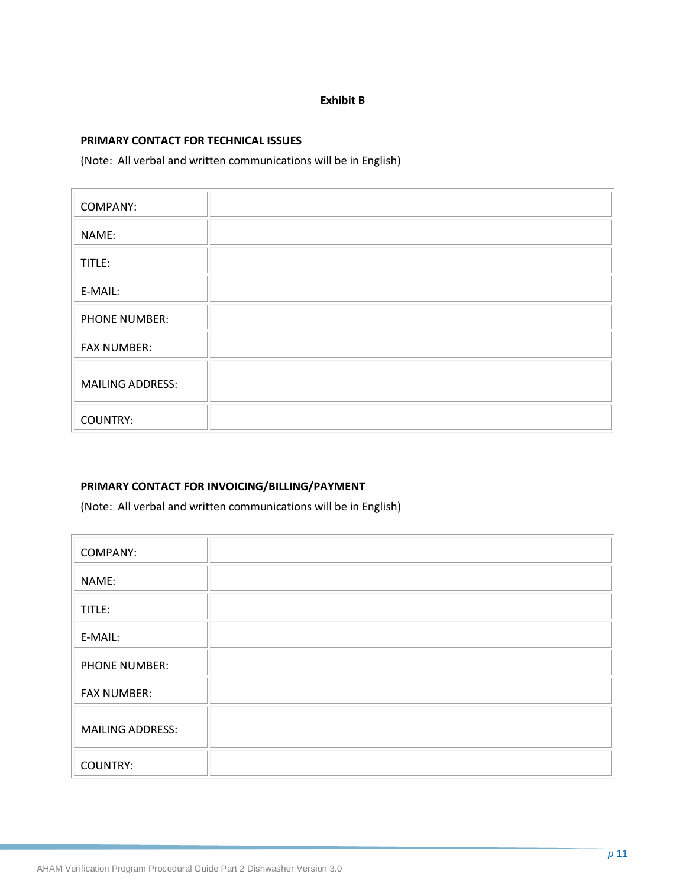**Exhibit B**

**PRIMARY CONTACT FOR TECHNICAL ISSUES**

(Note: All verbal and written communications will be in English)

| | |
|---|---|
| COMPANY: | |
| NAME: | |
| TITLE: | |
| E-MAIL: | |
| PHONE NUMBER: | |
| FAX NUMBER: | |
| MAILING ADDRESS: | |
| COUNTRY: | |

**PRIMARY CONTACT FOR INVOICING/BILLING/PAYMENT**

(Note: All verbal and written communications will be in English)

| | |
|---|---|
| COMPANY: | |
| NAME: | |
| TITLE: | |
| E-MAIL: | |
| PHONE NUMBER: | |
| FAX NUMBER: | |
| MAILING ADDRESS: | |
| COUNTRY: | |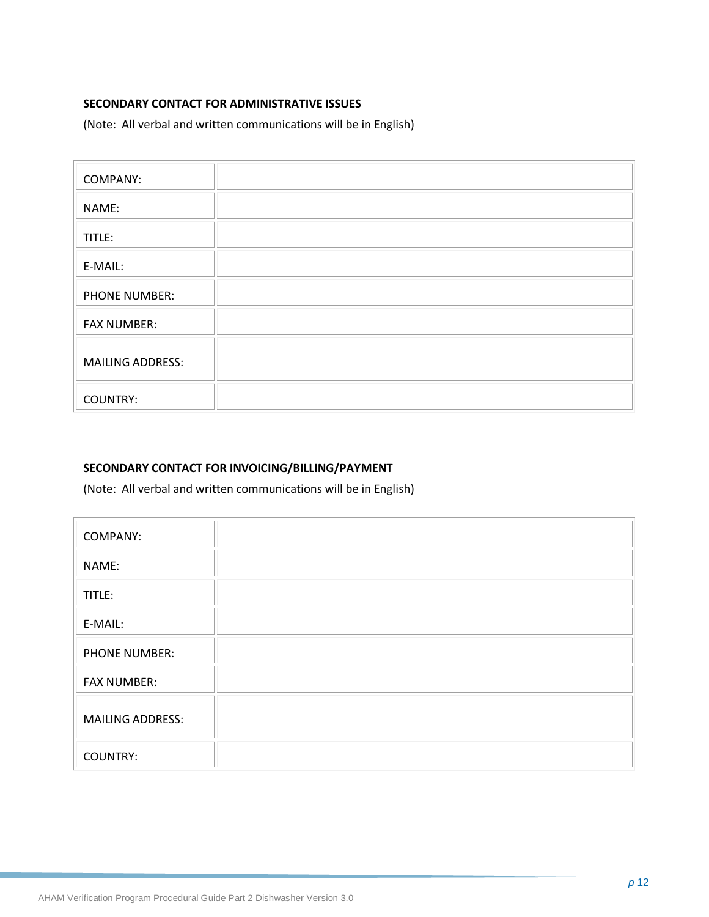**SECONDARY CONTACT FOR ADMINISTRATIVE ISSUES**

(Note: All verbal and written communications will be in English)

| | |
|---|---|
| COMPANY: | |
| NAME: | |
| TITLE: | |
| E-MAIL: | |
| PHONE NUMBER: | |
| FAX NUMBER: | |
| MAILING ADDRESS: | |
| COUNTRY: | |

**SECONDARY CONTACT FOR INVOICING/BILLING/PAYMENT**

(Note: All verbal and written communications will be in English)

| | |
|---|---|
| COMPANY: | |
| NAME: | |
| TITLE: | |
| E-MAIL: | |
| PHONE NUMBER: | |
| FAX NUMBER: | |
| MAILING ADDRESS: | |
| COUNTRY: | |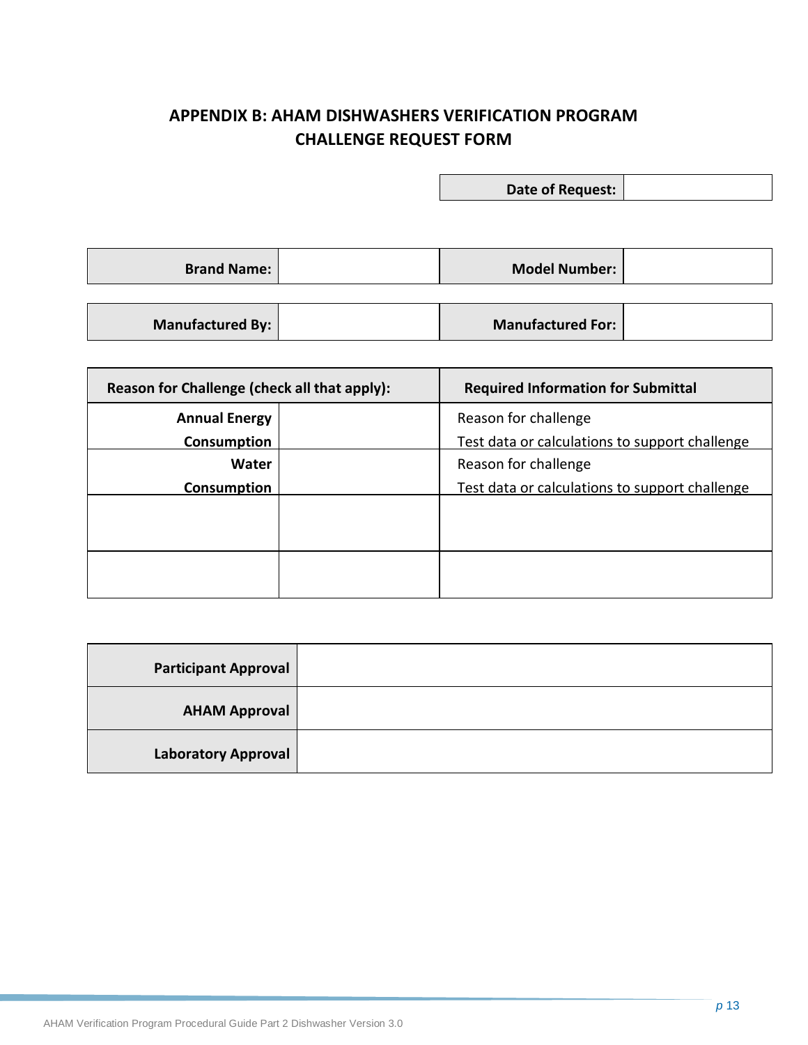## APPENDIX B: AHAM DISHWASHERS VERIFICATION PROGRAM CHALLENGE REQUEST FORM

| Date of Request: | |
|---|---|

| Brand Name: | | Model Number: | |
|---|---|---|---|
| **Manufactured By:** | | **Manufactured For:** | |

| Reason for Challenge (check all that apply): | | Required Information for Submittal |
|---|---|---|
| **Annual Energy Consumption** | | Reason for challenge<br>Test data or calculations to support challenge |
| **Water Consumption** | | Reason for challenge<br>Test data or calculations to support challenge |
| | | |
| | | |

| Participant Approval | |
|---|---|
| **AHAM Approval** | |
| **Laboratory Approval** | |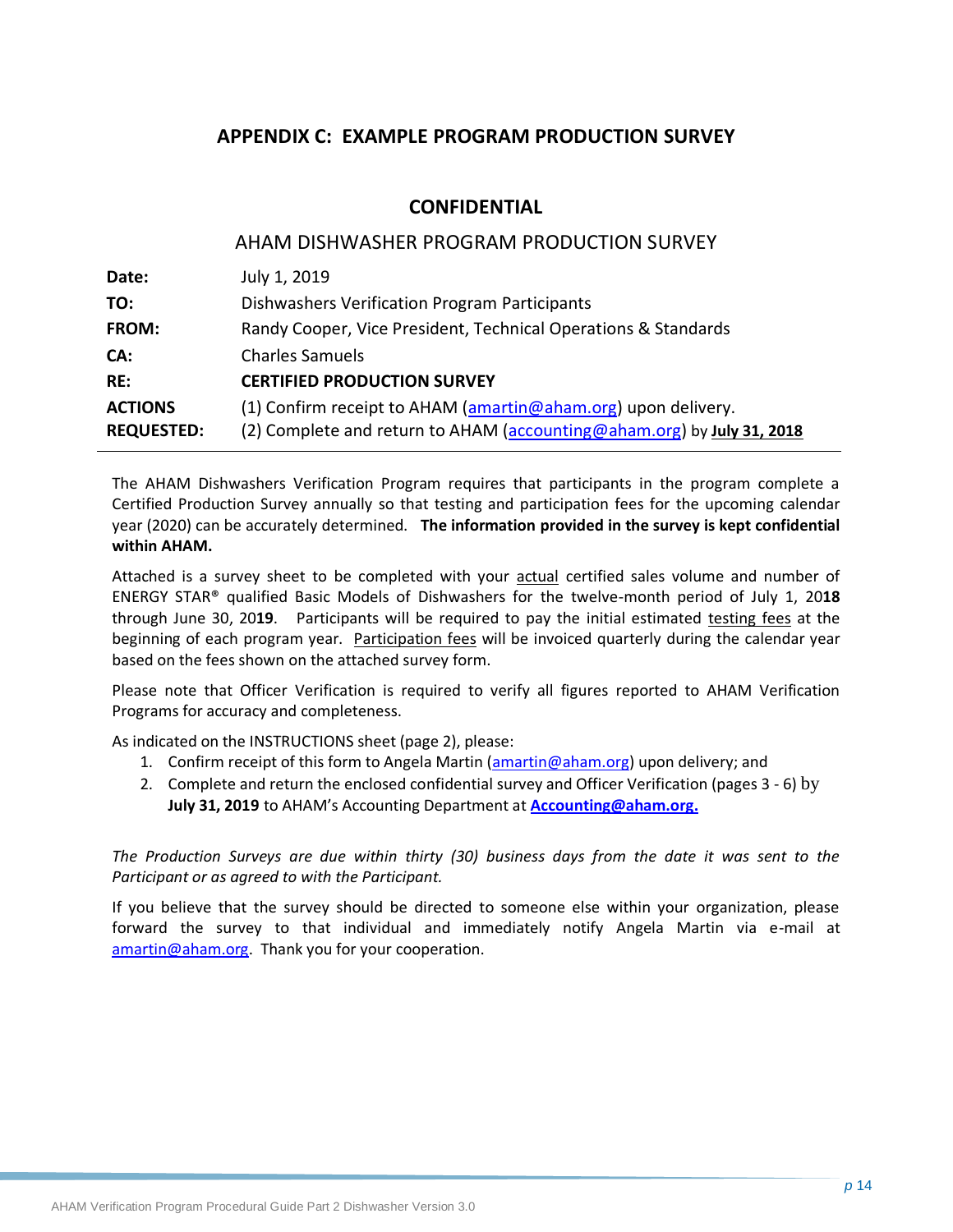## APPENDIX C: EXAMPLE PROGRAM PRODUCTION SURVEY

### CONFIDENTIAL

AHAM DISHWASHER PROGRAM PRODUCTION SURVEY

| | |
|---|---|
| **Date:** | July 1, 2019 |
| **TO:** | Dishwashers Verification Program Participants |
| **FROM:** | Randy Cooper, Vice President, Technical Operations & Standards |
| **CA:** | Charles Samuels |
| **RE:** | **CERTIFIED PRODUCTION SURVEY** |
| **ACTIONS REQUESTED:** | (1) Confirm receipt to AHAM (amartin@aham.org) upon delivery.<br>(2) Complete and return to AHAM (accounting@aham.org) by **July 31, 2018** |

The AHAM Dishwashers Verification Program requires that participants in the program complete a Certified Production Survey annually so that testing and participation fees for the upcoming calendar year (2020) can be accurately determined. **The information provided in the survey is kept confidential within AHAM.**

Attached is a survey sheet to be completed with your actual certified sales volume and number of ENERGY STAR® qualified Basic Models of Dishwashers for the twelve-month period of July 1, 20**18** through June 30, 20**19**. Participants will be required to pay the initial estimated testing fees at the beginning of each program year. Participation fees will be invoiced quarterly during the calendar year based on the fees shown on the attached survey form.

Please note that Officer Verification is required to verify all figures reported to AHAM Verification Programs for accuracy and completeness.

As indicated on the INSTRUCTIONS sheet (page 2), please:

1. Confirm receipt of this form to Angela Martin (amartin@aham.org) upon delivery; and
2. Complete and return the enclosed confidential survey and Officer Verification (pages 3 - 6) by **July 31, 2019** to AHAM's Accounting Department at **Accounting@aham.org.**

*The Production Surveys are due within thirty (30) business days from the date it was sent to the Participant or as agreed to with the Participant.*

If you believe that the survey should be directed to someone else within your organization, please forward the survey to that individual and immediately notify Angela Martin via e-mail at amartin@aham.org. Thank you for your cooperation.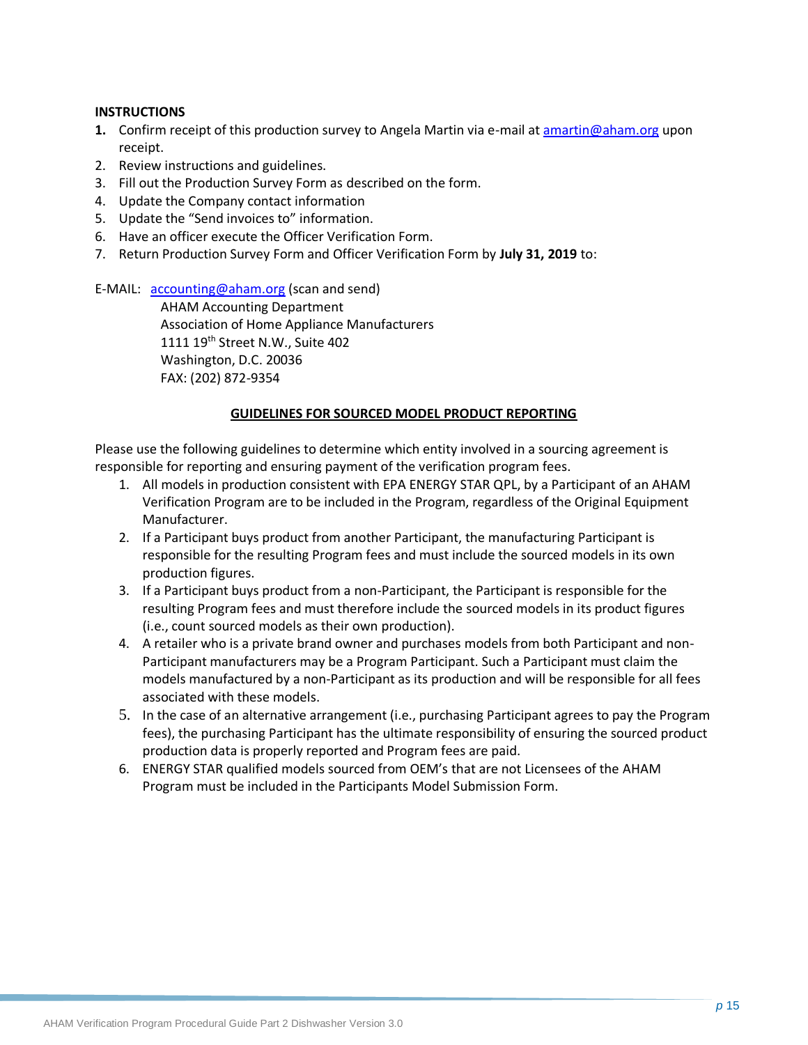**INSTRUCTIONS**

1. Confirm receipt of this production survey to Angela Martin via e-mail at amartin@aham.org upon receipt.
2. Review instructions and guidelines.
3. Fill out the Production Survey Form as described on the form.
4. Update the Company contact information
5. Update the "Send invoices to" information.
6. Have an officer execute the Officer Verification Form.
7. Return Production Survey Form and Officer Verification Form by **July 31, 2019** to:

E-MAIL: accounting@aham.org (scan and send)
AHAM Accounting Department
Association of Home Appliance Manufacturers
1111 19th Street N.W., Suite 402
Washington, D.C. 20036
FAX: (202) 872-9354

**GUIDELINES FOR SOURCED MODEL PRODUCT REPORTING**

Please use the following guidelines to determine which entity involved in a sourcing agreement is responsible for reporting and ensuring payment of the verification program fees.

1. All models in production consistent with EPA ENERGY STAR QPL, by a Participant of an AHAM Verification Program are to be included in the Program, regardless of the Original Equipment Manufacturer.
2. If a Participant buys product from another Participant, the manufacturing Participant is responsible for the resulting Program fees and must include the sourced models in its own production figures.
3. If a Participant buys product from a non-Participant, the Participant is responsible for the resulting Program fees and must therefore include the sourced models in its product figures (i.e., count sourced models as their own production).
4. A retailer who is a private brand owner and purchases models from both Participant and non-Participant manufacturers may be a Program Participant. Such a Participant must claim the models manufactured by a non-Participant as its production and will be responsible for all fees associated with these models.
5. In the case of an alternative arrangement (i.e., purchasing Participant agrees to pay the Program fees), the purchasing Participant has the ultimate responsibility of ensuring the sourced product production data is properly reported and Program fees are paid.
6. ENERGY STAR qualified models sourced from OEM's that are not Licensees of the AHAM Program must be included in the Participants Model Submission Form.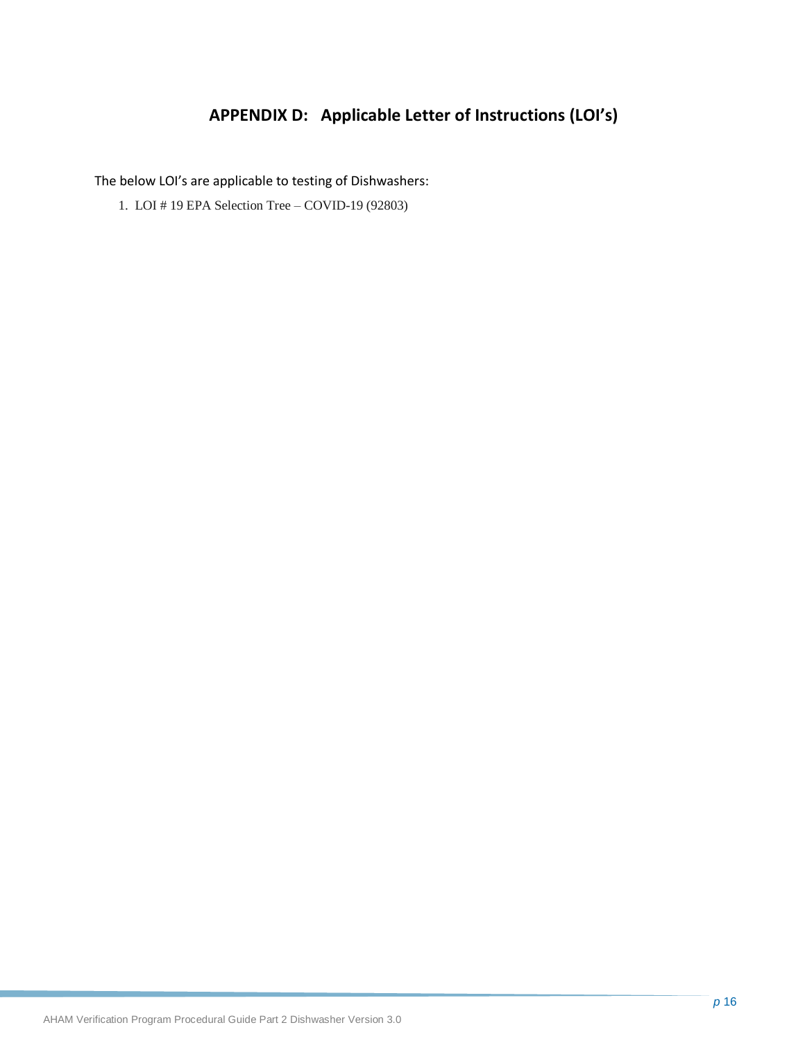## APPENDIX D: Applicable Letter of Instructions (LOI's)

The below LOI's are applicable to testing of Dishwashers:

1. LOI # 19 EPA Selection Tree – COVID-19 (92803)